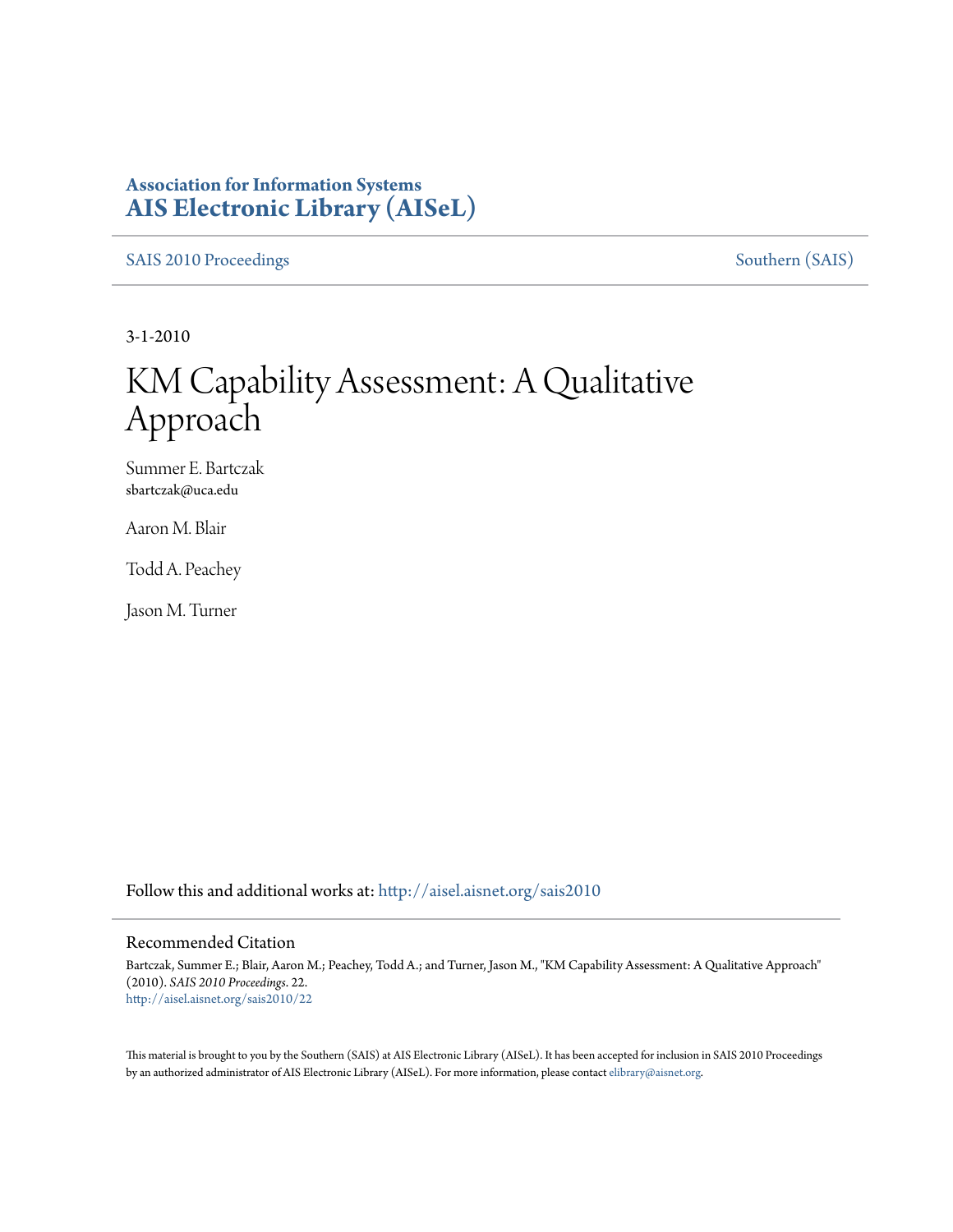**Association for Information Systems**
**AIS Electronic Library (AISeL)**

SAIS 2010 Proceedings | Southern (SAIS)

3-1-2010

# KM Capability Assessment: A Qualitative Approach

Summer E. Bartczak
sbartczak@uca.edu

Aaron M. Blair

Todd A. Peachey

Jason M. Turner

Follow this and additional works at: http://aisel.aisnet.org/sais2010

## Recommended Citation

Bartczak, Summer E.; Blair, Aaron M.; Peachey, Todd A.; and Turner, Jason M., "KM Capability Assessment: A Qualitative Approach" (2010). *SAIS 2010 Proceedings*. 22.
http://aisel.aisnet.org/sais2010/22

This material is brought to you by the Southern (SAIS) at AIS Electronic Library (AISeL). It has been accepted for inclusion in SAIS 2010 Proceedings by an authorized administrator of AIS Electronic Library (AISeL). For more information, please contact elibrary@aisnet.org.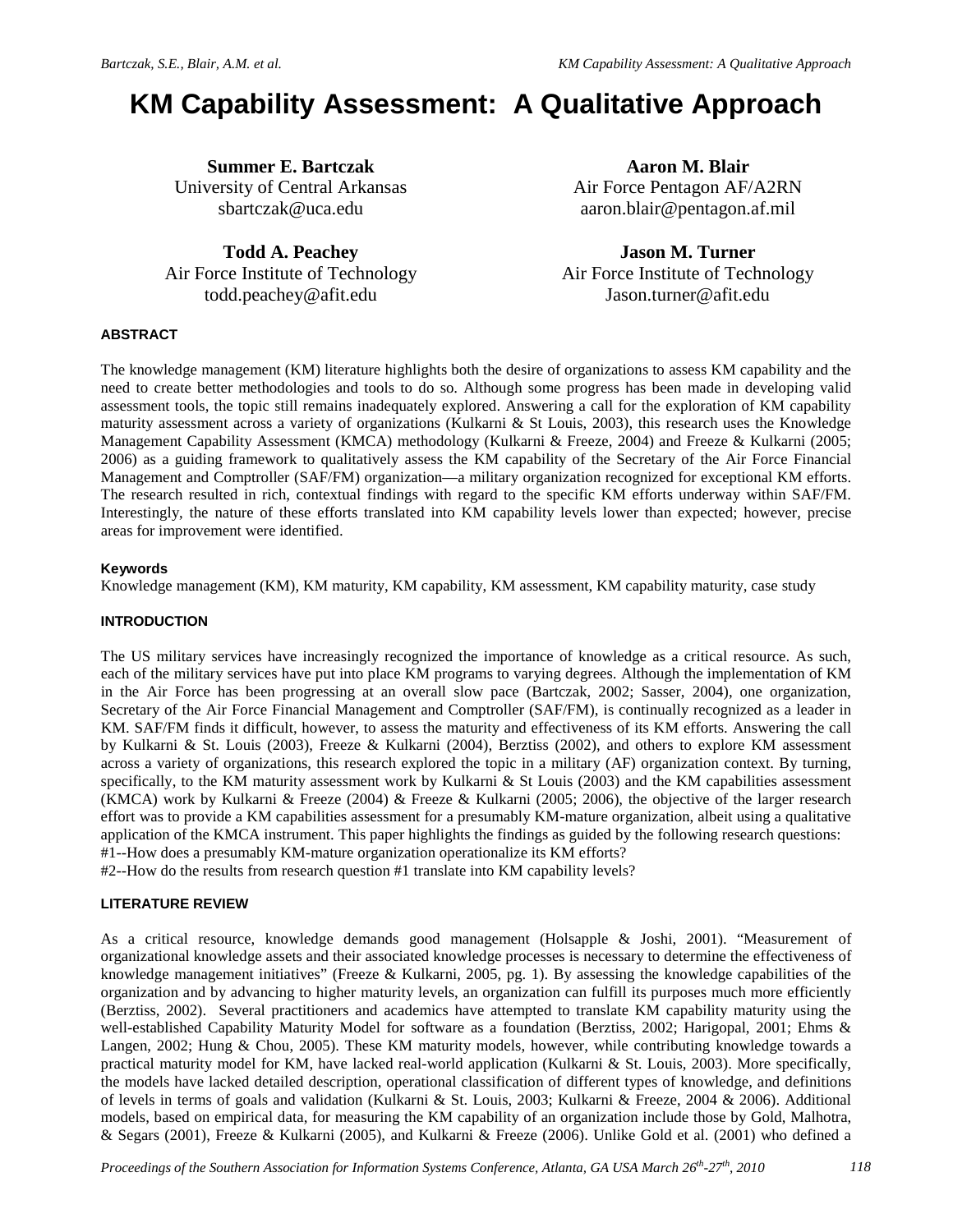// KM Capability Assessment: A Qualitative Approach

# KM Capability Assessment: A Qualitative Approach

**Summer E. Bartczak**
University of Central Arkansas
sbartczak@uca.edu

**Aaron M. Blair**
Air Force Pentagon AF/A2RN
aaron.blair@pentagon.af.mil

**Todd A. Peachey**
Air Force Institute of Technology
todd.peachey@afit.edu

**Jason M. Turner**
Air Force Institute of Technology
Jason.turner@afit.edu

## ABSTRACT

The knowledge management (KM) literature highlights both the desire of organizations to assess KM capability and the need to create better methodologies and tools to do so. Although some progress has been made in developing valid assessment tools, the topic still remains inadequately explored. Answering a call for the exploration of KM capability maturity assessment across a variety of organizations (Kulkarni & St Louis, 2003), this research uses the Knowledge Management Capability Assessment (KMCA) methodology (Kulkarni & Freeze, 2004) and Freeze & Kulkarni (2005; 2006) as a guiding framework to qualitatively assess the KM capability of the Secretary of the Air Force Financial Management and Comptroller (SAF/FM) organization—a military organization recognized for exceptional KM efforts. The research resulted in rich, contextual findings with regard to the specific KM efforts underway within SAF/FM. Interestingly, the nature of these efforts translated into KM capability levels lower than expected; however, precise areas for improvement were identified.

### Keywords

Knowledge management (KM), KM maturity, KM capability, KM assessment, KM capability maturity, case study

## INTRODUCTION

The US military services have increasingly recognized the importance of knowledge as a critical resource. As such, each of the military services have put into place KM programs to varying degrees. Although the implementation of KM in the Air Force has been progressing at an overall slow pace (Bartczak, 2002; Sasser, 2004), one organization, Secretary of the Air Force Financial Management and Comptroller (SAF/FM), is continually recognized as a leader in KM. SAF/FM finds it difficult, however, to assess the maturity and effectiveness of its KM efforts. Answering the call by Kulkarni & St. Louis (2003), Freeze & Kulkarni (2004), Berztiss (2002), and others to explore KM assessment across a variety of organizations, this research explored the topic in a military (AF) organization context. By turning, specifically, to the KM maturity assessment work by Kulkarni & St Louis (2003) and the KM capabilities assessment (KMCA) work by Kulkarni & Freeze (2004) & Freeze & Kulkarni (2005; 2006), the objective of the larger research effort was to provide a KM capabilities assessment for a presumably KM-mature organization, albeit using a qualitative application of the KMCA instrument. This paper highlights the findings as guided by the following research questions:
#1--How does a presumably KM-mature organization operationalize its KM efforts?
#2--How do the results from research question #1 translate into KM capability levels?

## LITERATURE REVIEW

As a critical resource, knowledge demands good management (Holsapple & Joshi, 2001). "Measurement of organizational knowledge assets and their associated knowledge processes is necessary to determine the effectiveness of knowledge management initiatives" (Freeze & Kulkarni, 2005, pg. 1). By assessing the knowledge capabilities of the organization and by advancing to higher maturity levels, an organization can fulfill its purposes much more efficiently (Berztiss, 2002). Several practitioners and academics have attempted to translate KM capability maturity using the well-established Capability Maturity Model for software as a foundation (Berztiss, 2002; Harigopal, 2001; Ehms & Langen, 2002; Hung & Chou, 2005). These KM maturity models, however, while contributing knowledge towards a practical maturity model for KM, have lacked real-world application (Kulkarni & St. Louis, 2003). More specifically, the models have lacked detailed description, operational classification of different types of knowledge, and definitions of levels in terms of goals and validation (Kulkarni & St. Louis, 2003; Kulkarni & Freeze, 2004 & 2006). Additional models, based on empirical data, for measuring the KM capability of an organization include those by Gold, Malhotra, & Segars (2001), Freeze & Kulkarni (2005), and Kulkarni & Freeze (2006). Unlike Gold et al. (2001) who defined a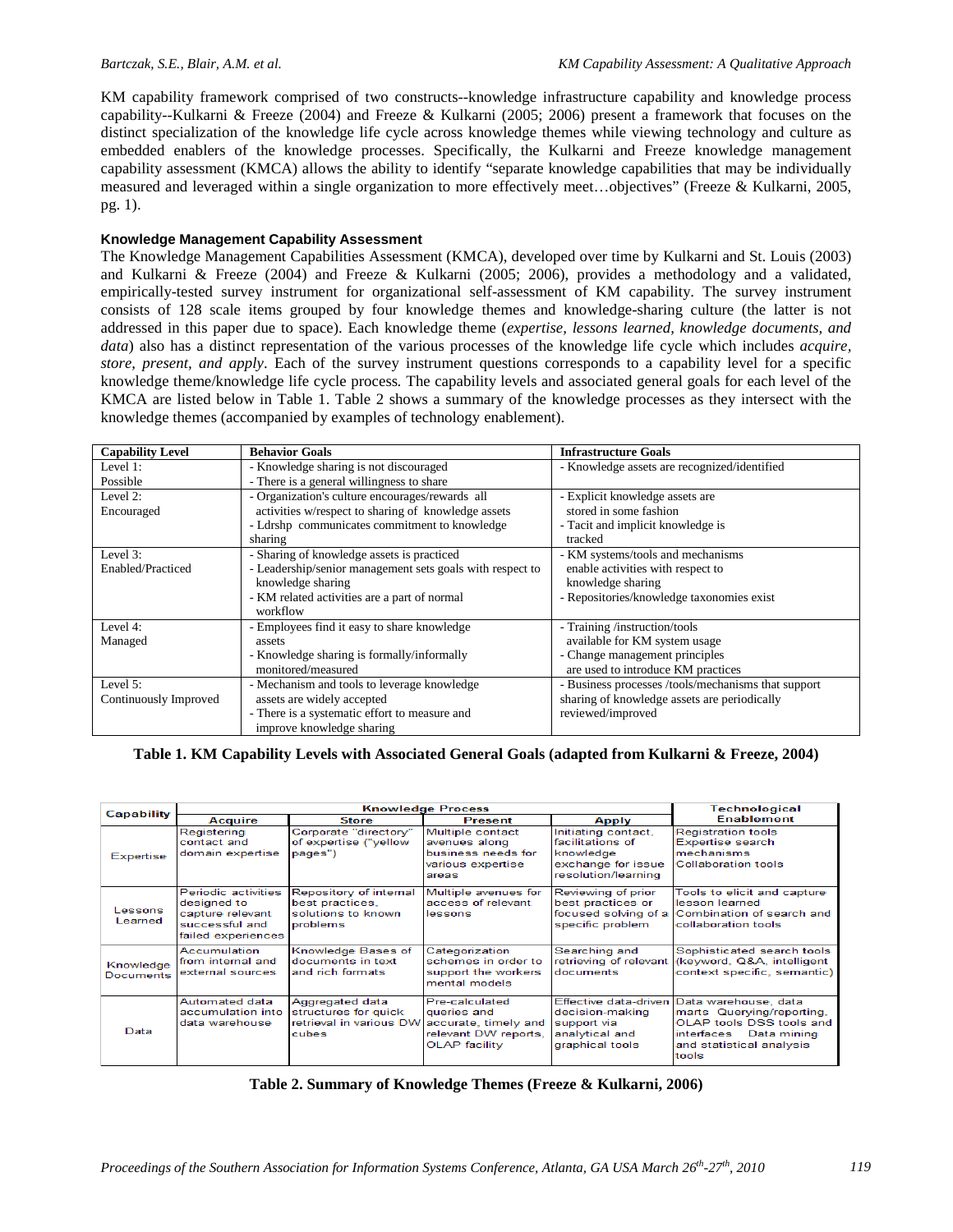KM capability framework comprised of two constructs--knowledge infrastructure capability and knowledge process capability--Kulkarni & Freeze (2004) and Freeze & Kulkarni (2005; 2006) present a framework that focuses on the distinct specialization of the knowledge life cycle across knowledge themes while viewing technology and culture as embedded enablers of the knowledge processes. Specifically, the Kulkarni and Freeze knowledge management capability assessment (KMCA) allows the ability to identify "separate knowledge capabilities that may be individually measured and leveraged within a single organization to more effectively meet…objectives" (Freeze & Kulkarni, 2005, pg. 1).

#### Knowledge Management Capability Assessment

The Knowledge Management Capabilities Assessment (KMCA), developed over time by Kulkarni and St. Louis (2003) and Kulkarni & Freeze (2004) and Freeze & Kulkarni (2005; 2006), provides a methodology and a validated, empirically-tested survey instrument for organizational self-assessment of KM capability. The survey instrument consists of 128 scale items grouped by four knowledge themes and knowledge-sharing culture (the latter is not addressed in this paper due to space). Each knowledge theme (*expertise, lessons learned, knowledge documents, and data*) also has a distinct representation of the various processes of the knowledge life cycle which includes *acquire, store, present, and apply*. Each of the survey instrument questions corresponds to a capability level for a specific knowledge theme/knowledge life cycle process. The capability levels and associated general goals for each level of the KMCA are listed below in Table 1. Table 2 shows a summary of the knowledge processes as they intersect with the knowledge themes (accompanied by examples of technology enablement).

| Capability Level | Behavior Goals | Infrastructure Goals |
|---|---|---|
| Level 1: Possible | - Knowledge sharing is not discouraged<br>- There is a general willingness to share | - Knowledge assets are recognized/identified |
| Level 2: Encouraged | - Organization's culture encourages/rewards all activities w/respect to sharing of knowledge assets<br>- Ldrshp communicates commitment to knowledge sharing | - Explicit knowledge assets are stored in some fashion<br>- Tacit and implicit knowledge is tracked |
| Level 3: Enabled/Practiced | - Sharing of knowledge assets is practiced<br>- Leadership/senior management sets goals with respect to knowledge sharing<br>- KM related activities are a part of normal workflow | - KM systems/tools and mechanisms enable activities with respect to knowledge sharing<br>- Repositories/knowledge taxonomies exist |
| Level 4: Managed | - Employees find it easy to share knowledge assets<br>- Knowledge sharing is formally/informally monitored/measured | - Training /instruction/tools available for KM system usage<br>- Change management principles are used to introduce KM practices |
| Level 5: Continuously Improved | - Mechanism and tools to leverage knowledge assets are widely accepted<br>- There is a systematic effort to measure and improve knowledge sharing | - Business processes /tools/mechanisms that support sharing of knowledge assets are periodically reviewed/improved |

**Table 1. KM Capability Levels with Associated General Goals (adapted from Kulkarni & Freeze, 2004)**

| Capability | Knowledge Process | | | | Technological Enablement |
|---|---|---|---|---|---|
| | Acquire | Store | Present | Apply | |
| Expertise | Registering contact and domain expertise | Corporate "directory" of expertise ("yellow pages") | Multiple contact avenues along business needs for various expertise areas | Initiating contact, facilitations of knowledge exchange for issue resolution/learning | Registration tools Expertise search mechanisms Collaboration tools |
| Lessons Learned | Periodic activities designed to capture relevant successful and failed experiences | Repository of internal best practices, solutions to known problems | Multiple avenues for access of relevant lessons | Reviewing of prior best practices or focused solving of a specific problem | Tools to elicit and capture lesson learned Combination of search and collaboration tools |
| Knowledge Documents | Accumulation from internal and external sources | Knowledge Bases of documents in text and rich formats | Categorization schemes in order to support the workers mental models | Searching and retrieving of relevant documents | Sophisticated search tools (keyword, Q&A, intelligent context specific, semantic) |
| Data | Automated data accumulation into data warehouse | Aggregated data structures for quick retrieval in various DW cubes | Pre-calculated queries and accurate, timely and relevant DW reports, OLAP facility | Effective data-driven decision-making support via analytical and graphical tools | Data warehouse, data marts Querying/reporting, OLAP tools DSS tools and interfaces Data mining and statistical analysis tools |

**Table 2. Summary of Knowledge Themes (Freeze & Kulkarni, 2006)**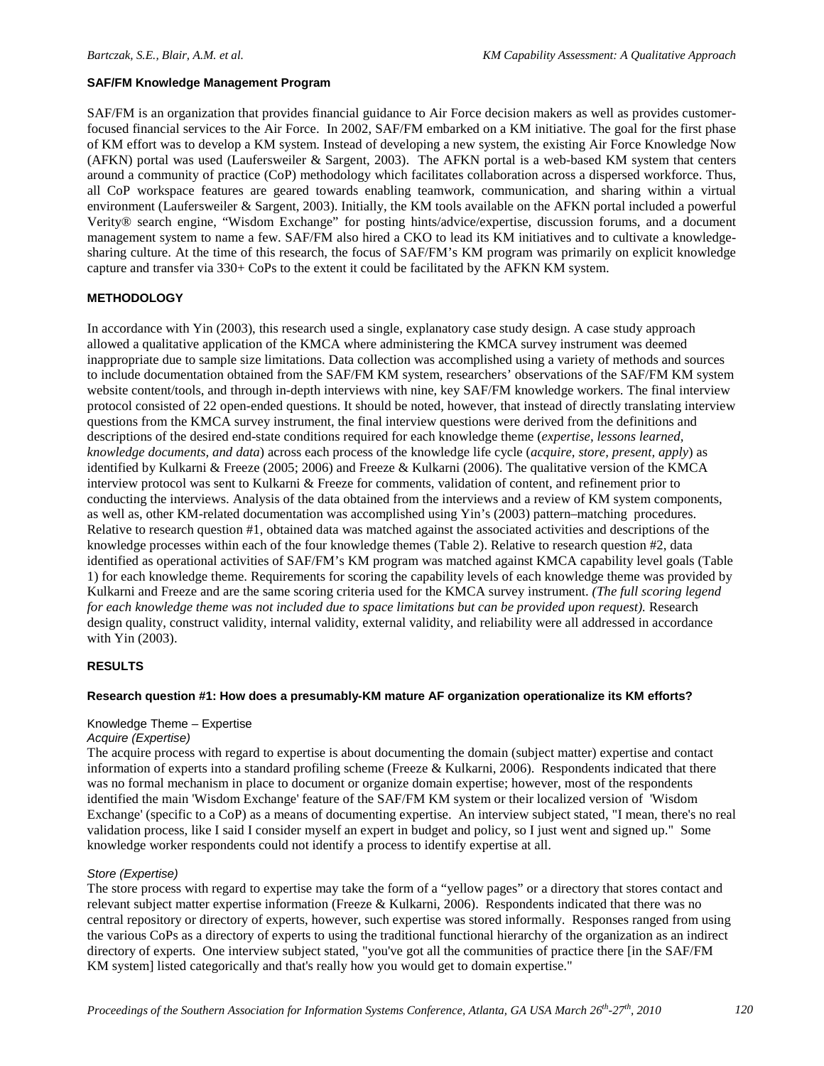### SAF/FM Knowledge Management Program

SAF/FM is an organization that provides financial guidance to Air Force decision makers as well as provides customer-focused financial services to the Air Force. In 2002, SAF/FM embarked on a KM initiative. The goal for the first phase of KM effort was to develop a KM system. Instead of developing a new system, the existing Air Force Knowledge Now (AFKN) portal was used (Laufersweiler & Sargent, 2003). The AFKN portal is a web-based KM system that centers around a community of practice (CoP) methodology which facilitates collaboration across a dispersed workforce. Thus, all CoP workspace features are geared towards enabling teamwork, communication, and sharing within a virtual environment (Laufersweiler & Sargent, 2003). Initially, the KM tools available on the AFKN portal included a powerful Verity® search engine, "Wisdom Exchange" for posting hints/advice/expertise, discussion forums, and a document management system to name a few. SAF/FM also hired a CKO to lead its KM initiatives and to cultivate a knowledge-sharing culture. At the time of this research, the focus of SAF/FM's KM program was primarily on explicit knowledge capture and transfer via 330+ CoPs to the extent it could be facilitated by the AFKN KM system.

## METHODOLOGY

In accordance with Yin (2003), this research used a single, explanatory case study design. A case study approach allowed a qualitative application of the KMCA where administering the KMCA survey instrument was deemed inappropriate due to sample size limitations. Data collection was accomplished using a variety of methods and sources to include documentation obtained from the SAF/FM KM system, researchers' observations of the SAF/FM KM system website content/tools, and through in-depth interviews with nine, key SAF/FM knowledge workers. The final interview protocol consisted of 22 open-ended questions. It should be noted, however, that instead of directly translating interview questions from the KMCA survey instrument, the final interview questions were derived from the definitions and descriptions of the desired end-state conditions required for each knowledge theme (*expertise, lessons learned, knowledge documents, and data*) across each process of the knowledge life cycle (*acquire, store, present, apply*) as identified by Kulkarni & Freeze (2005; 2006) and Freeze & Kulkarni (2006). The qualitative version of the KMCA interview protocol was sent to Kulkarni & Freeze for comments, validation of content, and refinement prior to conducting the interviews. Analysis of the data obtained from the interviews and a review of KM system components, as well as, other KM-related documentation was accomplished using Yin's (2003) pattern–matching procedures. Relative to research question #1, obtained data was matched against the associated activities and descriptions of the knowledge processes within each of the four knowledge themes (Table 2). Relative to research question #2, data identified as operational activities of SAF/FM's KM program was matched against KMCA capability level goals (Table 1) for each knowledge theme. Requirements for scoring the capability levels of each knowledge theme was provided by Kulkarni and Freeze and are the same scoring criteria used for the KMCA survey instrument. *(The full scoring legend for each knowledge theme was not included due to space limitations but can be provided upon request).* Research design quality, construct validity, internal validity, external validity, and reliability were all addressed in accordance with Yin (2003).

## RESULTS

### Research question #1: How does a presumably-KM mature AF organization operationalize its KM efforts?

#### Knowledge Theme – Expertise

*Acquire (Expertise)*

The acquire process with regard to expertise is about documenting the domain (subject matter) expertise and contact information of experts into a standard profiling scheme (Freeze & Kulkarni, 2006). Respondents indicated that there was no formal mechanism in place to document or organize domain expertise; however, most of the respondents identified the main 'Wisdom Exchange' feature of the SAF/FM KM system or their localized version of 'Wisdom Exchange' (specific to a CoP) as a means of documenting expertise. An interview subject stated, "I mean, there's no real validation process, like I said I consider myself an expert in budget and policy, so I just went and signed up." Some knowledge worker respondents could not identify a process to identify expertise at all.

*Store (Expertise)*

The store process with regard to expertise may take the form of a "yellow pages" or a directory that stores contact and relevant subject matter expertise information (Freeze & Kulkarni, 2006). Respondents indicated that there was no central repository or directory of experts, however, such expertise was stored informally. Responses ranged from using the various CoPs as a directory of experts to using the traditional functional hierarchy of the organization as an indirect directory of experts. One interview subject stated, "you've got all the communities of practice there [in the SAF/FM KM system] listed categorically and that's really how you would get to domain expertise."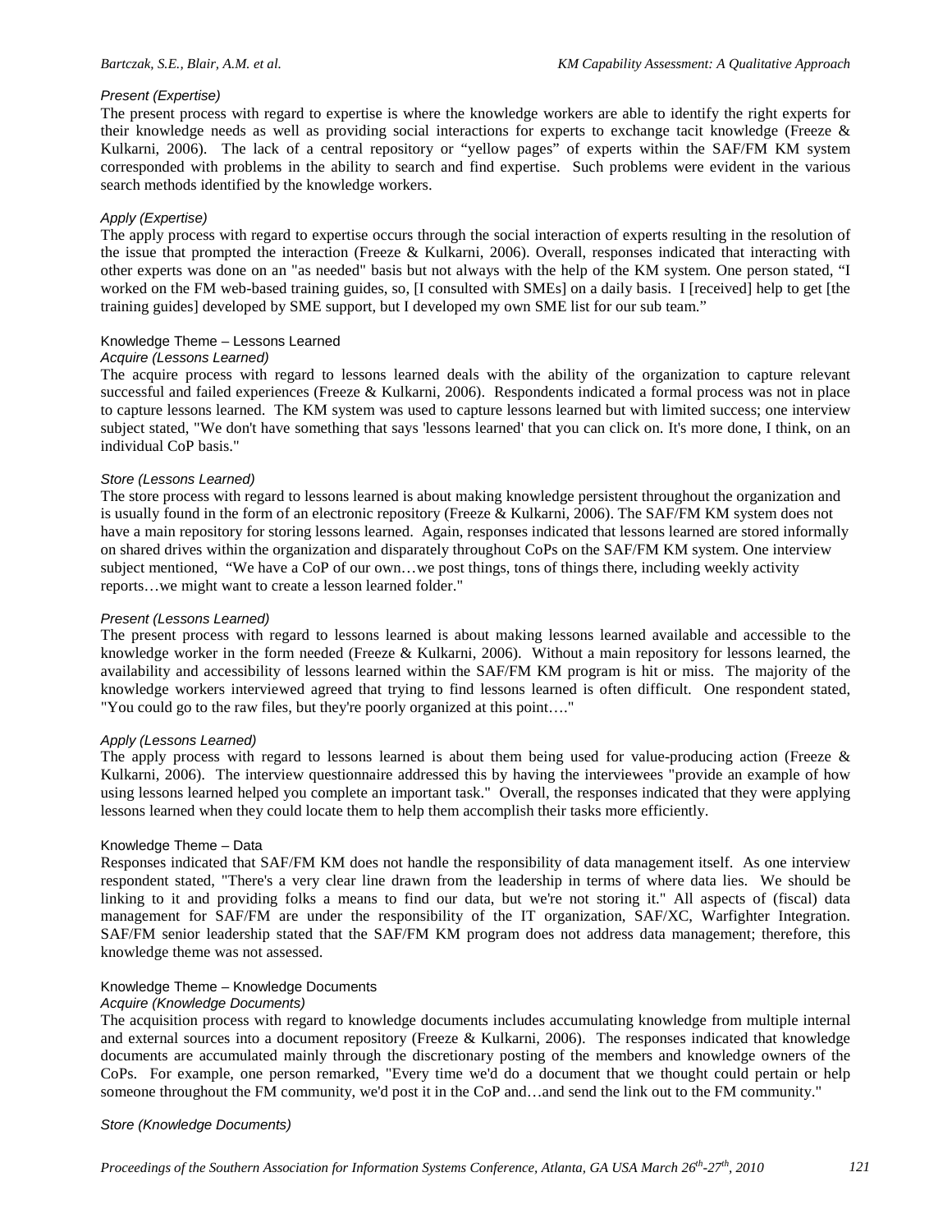#### *Present (Expertise)*

The present process with regard to expertise is where the knowledge workers are able to identify the right experts for their knowledge needs as well as providing social interactions for experts to exchange tacit knowledge (Freeze & Kulkarni, 2006). The lack of a central repository or "yellow pages" of experts within the SAF/FM KM system corresponded with problems in the ability to search and find expertise. Such problems were evident in the various search methods identified by the knowledge workers.

#### *Apply (Expertise)*

The apply process with regard to expertise occurs through the social interaction of experts resulting in the resolution of the issue that prompted the interaction (Freeze & Kulkarni, 2006). Overall, responses indicated that interacting with other experts was done on an "as needed" basis but not always with the help of the KM system. One person stated, "I worked on the FM web-based training guides, so, [I consulted with SMEs] on a daily basis. I [received] help to get [the training guides] developed by SME support, but I developed my own SME list for our sub team."

### Knowledge Theme – Lessons Learned

#### *Acquire (Lessons Learned)*

The acquire process with regard to lessons learned deals with the ability of the organization to capture relevant successful and failed experiences (Freeze & Kulkarni, 2006). Respondents indicated a formal process was not in place to capture lessons learned. The KM system was used to capture lessons learned but with limited success; one interview subject stated, "We don't have something that says 'lessons learned' that you can click on. It's more done, I think, on an individual CoP basis."

#### *Store (Lessons Learned)*

The store process with regard to lessons learned is about making knowledge persistent throughout the organization and is usually found in the form of an electronic repository (Freeze & Kulkarni, 2006). The SAF/FM KM system does not have a main repository for storing lessons learned. Again, responses indicated that lessons learned are stored informally on shared drives within the organization and disparately throughout CoPs on the SAF/FM KM system. One interview subject mentioned, "We have a CoP of our own…we post things, tons of things there, including weekly activity reports…we might want to create a lesson learned folder."

#### *Present (Lessons Learned)*

The present process with regard to lessons learned is about making lessons learned available and accessible to the knowledge worker in the form needed (Freeze & Kulkarni, 2006). Without a main repository for lessons learned, the availability and accessibility of lessons learned within the SAF/FM KM program is hit or miss. The majority of the knowledge workers interviewed agreed that trying to find lessons learned is often difficult. One respondent stated, "You could go to the raw files, but they're poorly organized at this point…."

#### *Apply (Lessons Learned)*

The apply process with regard to lessons learned is about them being used for value-producing action (Freeze & Kulkarni, 2006). The interview questionnaire addressed this by having the interviewees "provide an example of how using lessons learned helped you complete an important task." Overall, the responses indicated that they were applying lessons learned when they could locate them to help them accomplish their tasks more efficiently.

### Knowledge Theme – Data

Responses indicated that SAF/FM KM does not handle the responsibility of data management itself. As one interview respondent stated, "There's a very clear line drawn from the leadership in terms of where data lies. We should be linking to it and providing folks a means to find our data, but we're not storing it." All aspects of (fiscal) data management for SAF/FM are under the responsibility of the IT organization, SAF/XC, Warfighter Integration. SAF/FM senior leadership stated that the SAF/FM KM program does not address data management; therefore, this knowledge theme was not assessed.

### Knowledge Theme – Knowledge Documents

#### *Acquire (Knowledge Documents)*

The acquisition process with regard to knowledge documents includes accumulating knowledge from multiple internal and external sources into a document repository (Freeze & Kulkarni, 2006). The responses indicated that knowledge documents are accumulated mainly through the discretionary posting of the members and knowledge owners of the CoPs. For example, one person remarked, "Every time we'd do a document that we thought could pertain or help someone throughout the FM community, we'd post it in the CoP and…and send the link out to the FM community."

#### *Store (Knowledge Documents)*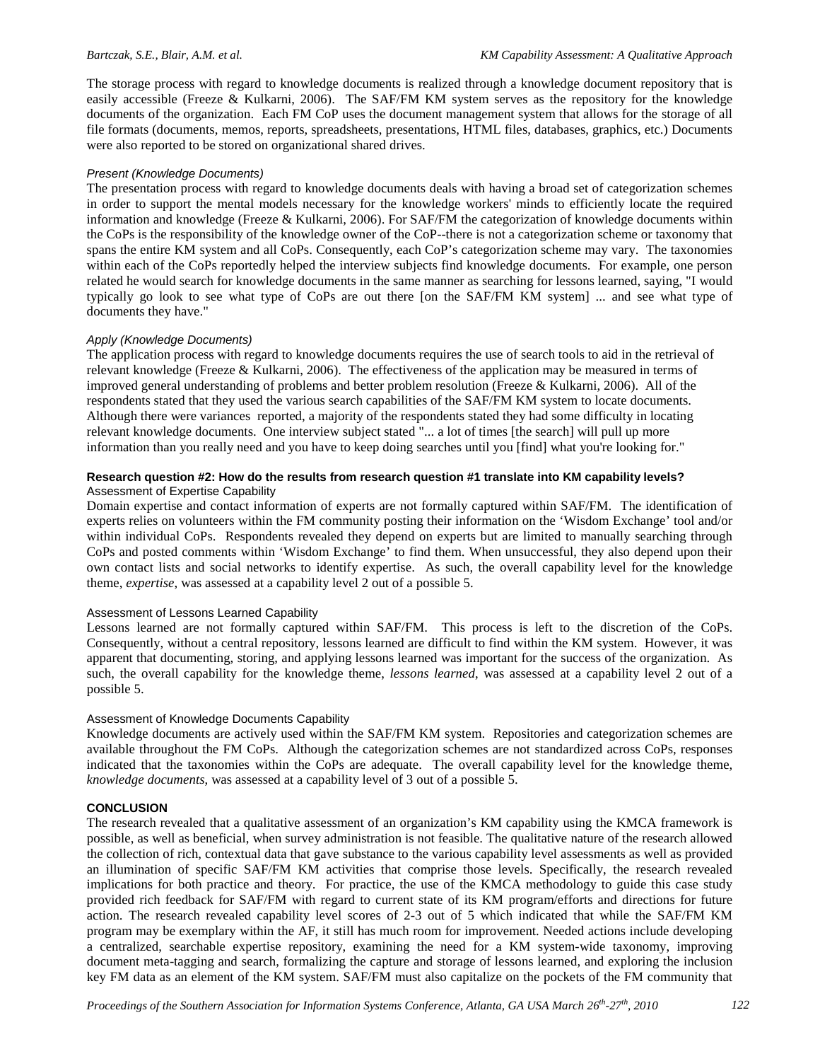The storage process with regard to knowledge documents is realized through a knowledge document repository that is easily accessible (Freeze & Kulkarni, 2006). The SAF/FM KM system serves as the repository for the knowledge documents of the organization. Each FM CoP uses the document management system that allows for the storage of all file formats (documents, memos, reports, spreadsheets, presentations, HTML files, databases, graphics, etc.) Documents were also reported to be stored on organizational shared drives.

#### *Present (Knowledge Documents)*

The presentation process with regard to knowledge documents deals with having a broad set of categorization schemes in order to support the mental models necessary for the knowledge workers' minds to efficiently locate the required information and knowledge (Freeze & Kulkarni, 2006). For SAF/FM the categorization of knowledge documents within the CoPs is the responsibility of the knowledge owner of the CoP--there is not a categorization scheme or taxonomy that spans the entire KM system and all CoPs. Consequently, each CoP's categorization scheme may vary. The taxonomies within each of the CoPs reportedly helped the interview subjects find knowledge documents. For example, one person related he would search for knowledge documents in the same manner as searching for lessons learned, saying, "I would typically go look to see what type of CoPs are out there [on the SAF/FM KM system] ... and see what type of documents they have."

#### *Apply (Knowledge Documents)*

The application process with regard to knowledge documents requires the use of search tools to aid in the retrieval of relevant knowledge (Freeze & Kulkarni, 2006). The effectiveness of the application may be measured in terms of improved general understanding of problems and better problem resolution (Freeze & Kulkarni, 2006). All of the respondents stated that they used the various search capabilities of the SAF/FM KM system to locate documents. Although there were variances reported, a majority of the respondents stated they had some difficulty in locating relevant knowledge documents. One interview subject stated "... a lot of times [the search] will pull up more information than you really need and you have to keep doing searches until you [find] what you're looking for."

### Research question #2: How do the results from research question #1 translate into KM capability levels?

#### Assessment of Expertise Capability

Domain expertise and contact information of experts are not formally captured within SAF/FM. The identification of experts relies on volunteers within the FM community posting their information on the 'Wisdom Exchange' tool and/or within individual CoPs. Respondents revealed they depend on experts but are limited to manually searching through CoPs and posted comments within 'Wisdom Exchange' to find them. When unsuccessful, they also depend upon their own contact lists and social networks to identify expertise. As such, the overall capability level for the knowledge theme, *expertise*, was assessed at a capability level 2 out of a possible 5.

#### Assessment of Lessons Learned Capability

Lessons learned are not formally captured within SAF/FM. This process is left to the discretion of the CoPs. Consequently, without a central repository, lessons learned are difficult to find within the KM system. However, it was apparent that documenting, storing, and applying lessons learned was important for the success of the organization. As such, the overall capability for the knowledge theme, *lessons learned*, was assessed at a capability level 2 out of a possible 5.

#### Assessment of Knowledge Documents Capability

Knowledge documents are actively used within the SAF/FM KM system. Repositories and categorization schemes are available throughout the FM CoPs. Although the categorization schemes are not standardized across CoPs, responses indicated that the taxonomies within the CoPs are adequate. The overall capability level for the knowledge theme, *knowledge documents*, was assessed at a capability level of 3 out of a possible 5.

## CONCLUSION

The research revealed that a qualitative assessment of an organization's KM capability using the KMCA framework is possible, as well as beneficial, when survey administration is not feasible. The qualitative nature of the research allowed the collection of rich, contextual data that gave substance to the various capability level assessments as well as provided an illumination of specific SAF/FM KM activities that comprise those levels. Specifically, the research revealed implications for both practice and theory. For practice, the use of the KMCA methodology to guide this case study provided rich feedback for SAF/FM with regard to current state of its KM program/efforts and directions for future action. The research revealed capability level scores of 2-3 out of 5 which indicated that while the SAF/FM KM program may be exemplary within the AF, it still has much room for improvement. Needed actions include developing a centralized, searchable expertise repository, examining the need for a KM system-wide taxonomy, improving document meta-tagging and search, formalizing the capture and storage of lessons learned, and exploring the inclusion key FM data as an element of the KM system. SAF/FM must also capitalize on the pockets of the FM community that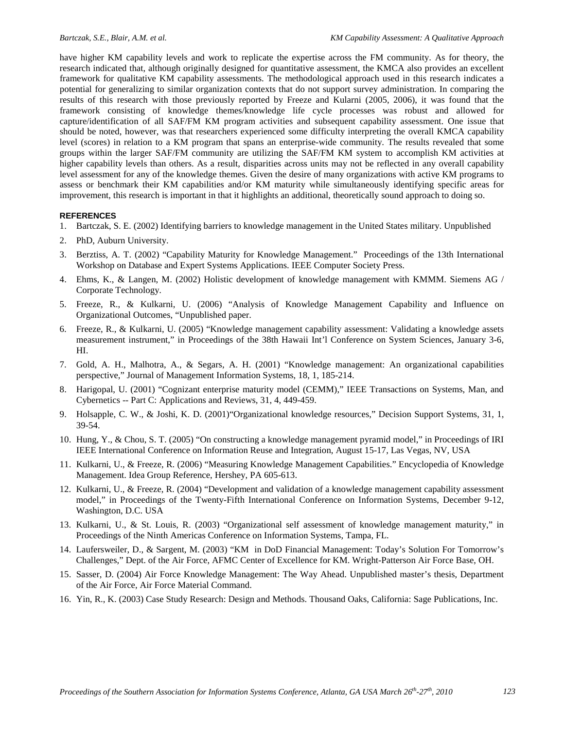have higher KM capability levels and work to replicate the expertise across the FM community. As for theory, the research indicated that, although originally designed for quantitative assessment, the KMCA also provides an excellent framework for qualitative KM capability assessments. The methodological approach used in this research indicates a potential for generalizing to similar organization contexts that do not support survey administration. In comparing the results of this research with those previously reported by Freeze and Kularni (2005, 2006), it was found that the framework consisting of knowledge themes/knowledge life cycle processes was robust and allowed for capture/identification of all SAF/FM KM program activities and subsequent capability assessment. One issue that should be noted, however, was that researchers experienced some difficulty interpreting the overall KMCA capability level (scores) in relation to a KM program that spans an enterprise-wide community. The results revealed that some groups within the larger SAF/FM community are utilizing the SAF/FM KM system to accomplish KM activities at higher capability levels than others. As a result, disparities across units may not be reflected in any overall capability level assessment for any of the knowledge themes. Given the desire of many organizations with active KM programs to assess or benchmark their KM capabilities and/or KM maturity while simultaneously identifying specific areas for improvement, this research is important in that it highlights an additional, theoretically sound approach to doing so.

## REFERENCES

1. Bartczak, S. E. (2002) Identifying barriers to knowledge management in the United States military. Unpublished
2. PhD, Auburn University.
3. Berztiss, A. T. (2002) "Capability Maturity for Knowledge Management." Proceedings of the 13th International Workshop on Database and Expert Systems Applications. IEEE Computer Society Press.
4. Ehms, K., & Langen, M. (2002) Holistic development of knowledge management with KMMM. Siemens AG / Corporate Technology.
5. Freeze, R., & Kulkarni, U. (2006) "Analysis of Knowledge Management Capability and Influence on Organizational Outcomes, "Unpublished paper.
6. Freeze, R., & Kulkarni, U. (2005) "Knowledge management capability assessment: Validating a knowledge assets measurement instrument," in Proceedings of the 38th Hawaii Int'l Conference on System Sciences, January 3-6, HI.
7. Gold, A. H., Malhotra, A., & Segars, A. H. (2001) "Knowledge management: An organizational capabilities perspective," Journal of Management Information Systems, 18, 1, 185-214.
8. Harigopal, U. (2001) "Cognizant enterprise maturity model (CEMM)," IEEE Transactions on Systems, Man, and Cybernetics -- Part C: Applications and Reviews, 31, 4, 449-459.
9. Holsapple, C. W., & Joshi, K. D. (2001)"Organizational knowledge resources," Decision Support Systems, 31, 1, 39-54.
10. Hung, Y., & Chou, S. T. (2005) "On constructing a knowledge management pyramid model," in Proceedings of IRI IEEE International Conference on Information Reuse and Integration, August 15-17, Las Vegas, NV, USA
11. Kulkarni, U., & Freeze, R. (2006) "Measuring Knowledge Management Capabilities." Encyclopedia of Knowledge Management. Idea Group Reference, Hershey, PA 605-613.
12. Kulkarni, U., & Freeze, R. (2004) "Development and validation of a knowledge management capability assessment model," in Proceedings of the Twenty-Fifth International Conference on Information Systems, December 9-12, Washington, D.C. USA
13. Kulkarni, U., & St. Louis, R. (2003) "Organizational self assessment of knowledge management maturity," in Proceedings of the Ninth Americas Conference on Information Systems, Tampa, FL.
14. Laufersweiler, D., & Sargent, M. (2003) "KM in DoD Financial Management: Today's Solution For Tomorrow's Challenges," Dept. of the Air Force, AFMC Center of Excellence for KM. Wright-Patterson Air Force Base, OH.
15. Sasser, D. (2004) Air Force Knowledge Management: The Way Ahead. Unpublished master's thesis, Department of the Air Force, Air Force Material Command.
16. Yin, R., K. (2003) Case Study Research: Design and Methods. Thousand Oaks, California: Sage Publications, Inc.